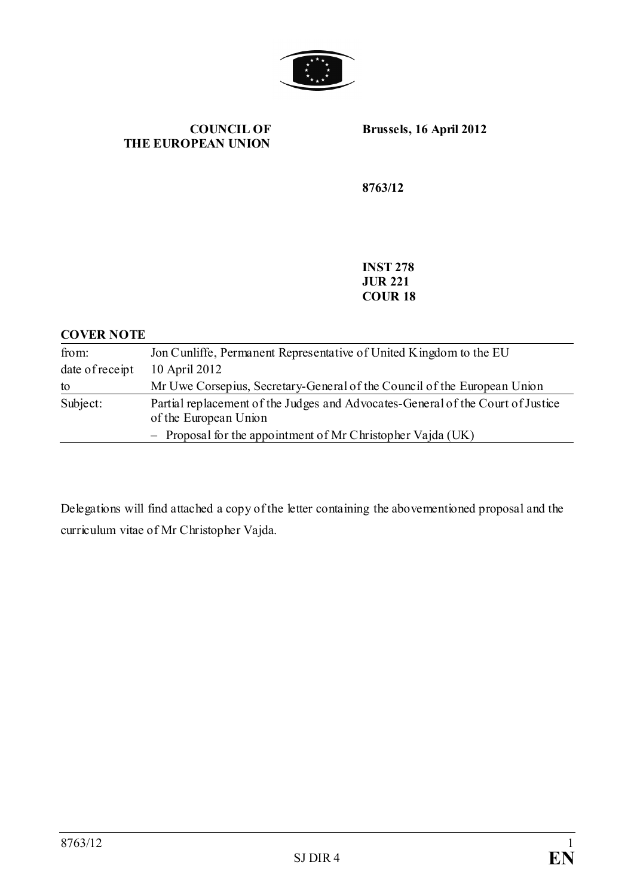**COUNCIL OF THE EUROPEAN UNION**

**Brussels, 16 April 2012**

**8763/12**

**INST 278**
**JUR 221**
**COUR 18**

**COVER NOTE**

| | |
|---|---|
| from: | Jon Cunliffe, Permanent Representative of United Kingdom to the EU |
| date of receipt | 10 April 2012 |
| to | Mr Uwe Corsepius, Secretary-General of the Council of the European Union |
| Subject: | Partial replacement of the Judges and Advocates-General of the Court of Justice of the European Union<br>– Proposal for the appointment of Mr Christopher Vajda (UK) |

Delegations will find attached a copy of the letter containing the abovementioned proposal and the curriculum vitae of Mr Christopher Vajda.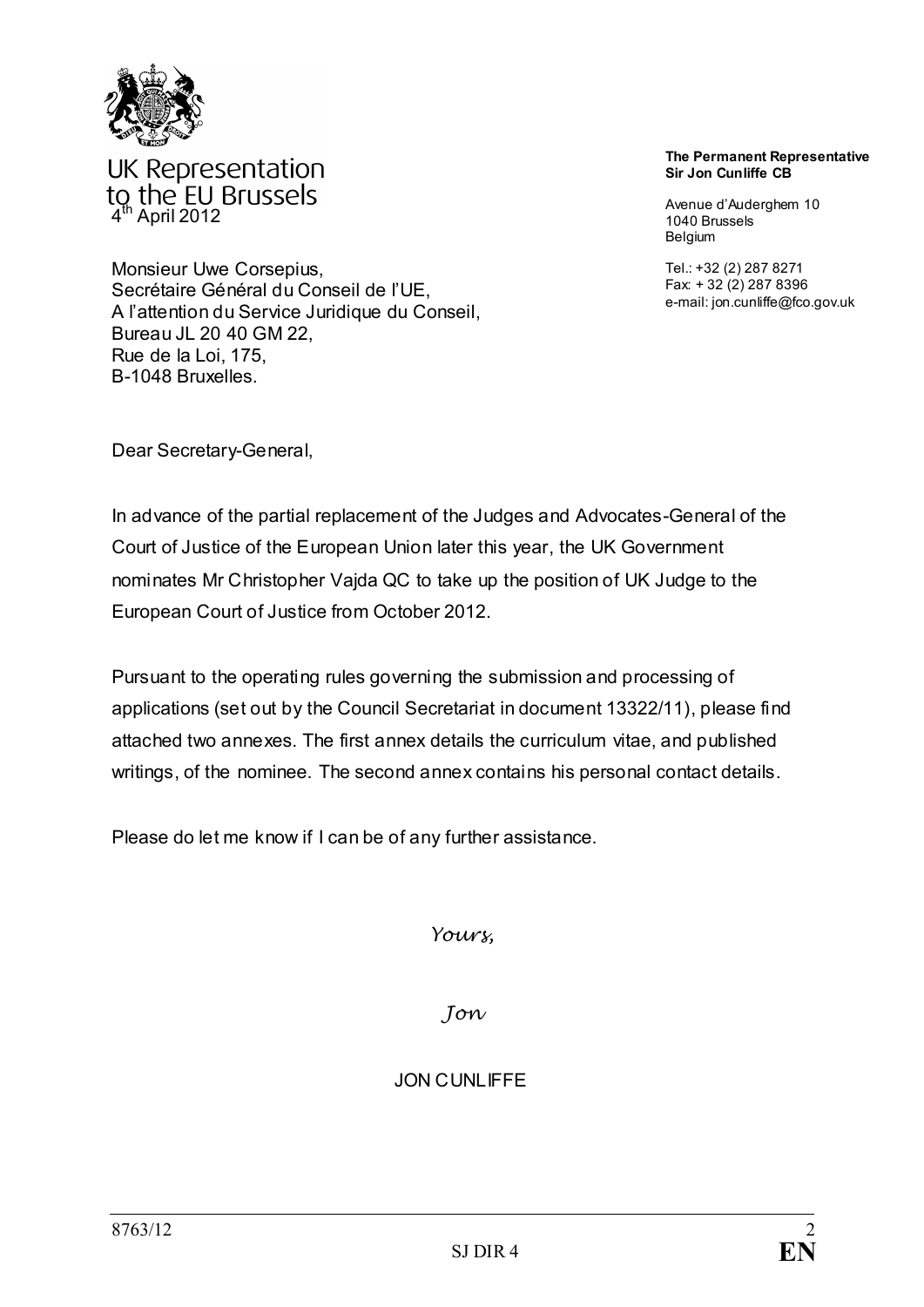UK Representation to the EU Brussels

**The Permanent Representative**
**Sir Jon Cunliffe CB**

Avenue d'Auderghem 10
1040 Brussels
Belgium

Tel.: +32 (2) 287 8271
Fax: + 32 (2) 287 8396
e-mail: jon.cunliffe@fco.gov.uk

4th April 2012

Monsieur Uwe Corsepius,
Secrétaire Général du Conseil de l'UE,
A l'attention du Service Juridique du Conseil,
Bureau JL 20 40 GM 22,
Rue de la Loi, 175,
B-1048 Bruxelles.

Dear Secretary-General,

In advance of the partial replacement of the Judges and Advocates-General of the Court of Justice of the European Union later this year, the UK Government nominates Mr Christopher Vajda QC to take up the position of UK Judge to the European Court of Justice from October 2012.

Pursuant to the operating rules governing the submission and processing of applications (set out by the Council Secretariat in document 13322/11), please find attached two annexes. The first annex details the curriculum vitae, and published writings, of the nominee. The second annex contains his personal contact details.

Please do let me know if I can be of any further assistance.

*Yours,*

*Jon*

JON CUNLIFFE

8763/12

SJ DIR 4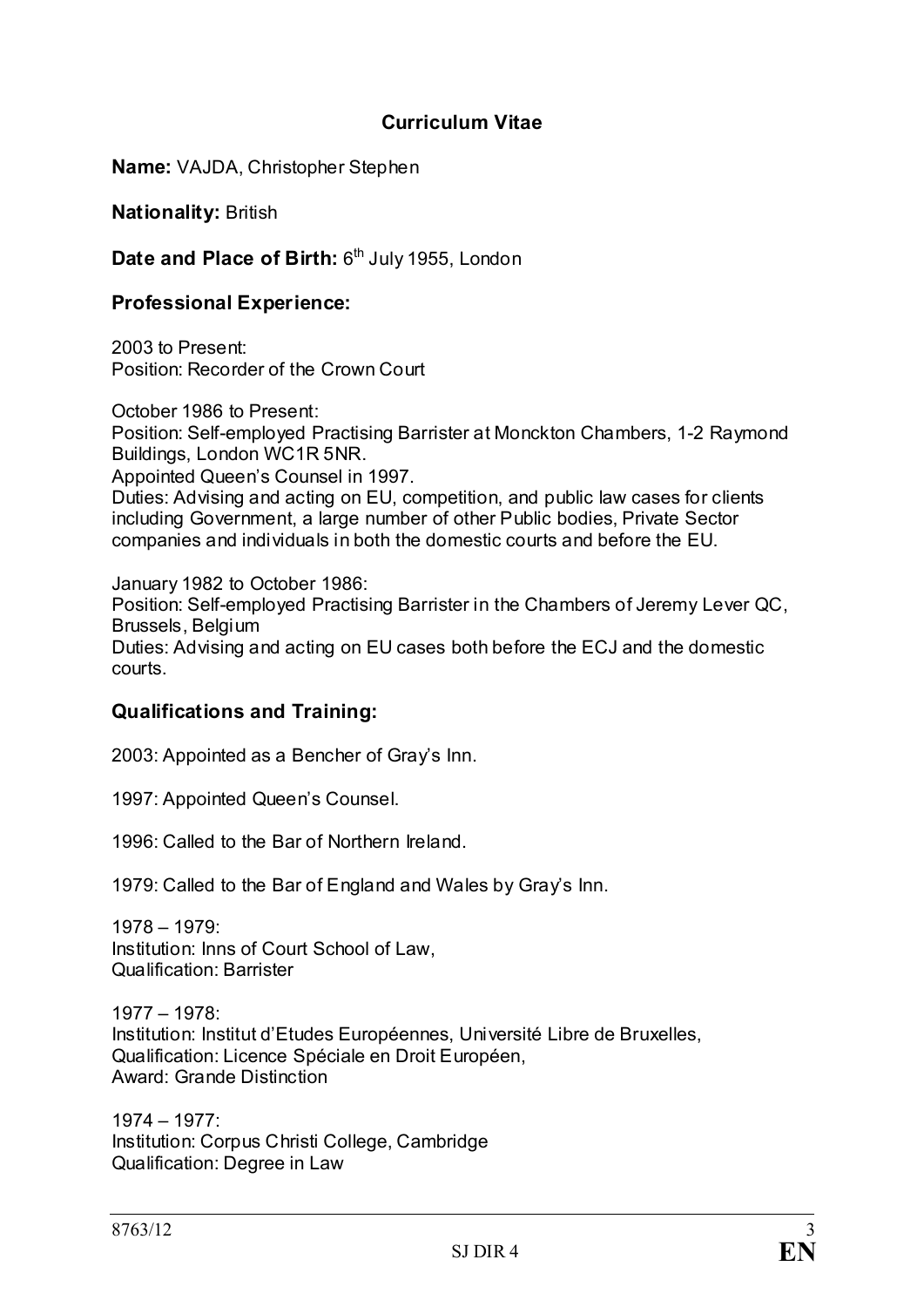## Curriculum Vitae

**Name:** VAJDA, Christopher Stephen

**Nationality:** British

**Date and Place of Birth:** 6th July 1955, London

### Professional Experience:

2003 to Present:
Position: Recorder of the Crown Court

October 1986 to Present:
Position: Self-employed Practising Barrister at Monckton Chambers, 1-2 Raymond Buildings, London WC1R 5NR.
Appointed Queen's Counsel in 1997.
Duties: Advising and acting on EU, competition, and public law cases for clients including Government, a large number of other Public bodies, Private Sector companies and individuals in both the domestic courts and before the EU.

January 1982 to October 1986:
Position: Self-employed Practising Barrister in the Chambers of Jeremy Lever QC, Brussels, Belgium
Duties: Advising and acting on EU cases both before the ECJ and the domestic courts.

### Qualifications and Training:

2003: Appointed as a Bencher of Gray's Inn.

1997: Appointed Queen's Counsel.

1996: Called to the Bar of Northern Ireland.

1979: Called to the Bar of England and Wales by Gray's Inn.

1978 – 1979:
Institution: Inns of Court School of Law,
Qualification: Barrister

1977 – 1978:
Institution: Institut d'Etudes Européennes, Université Libre de Bruxelles,
Qualification: Licence Spéciale en Droit Européen,
Award: Grande Distinction

1974 – 1977:
Institution: Corpus Christi College, Cambridge
Qualification: Degree in Law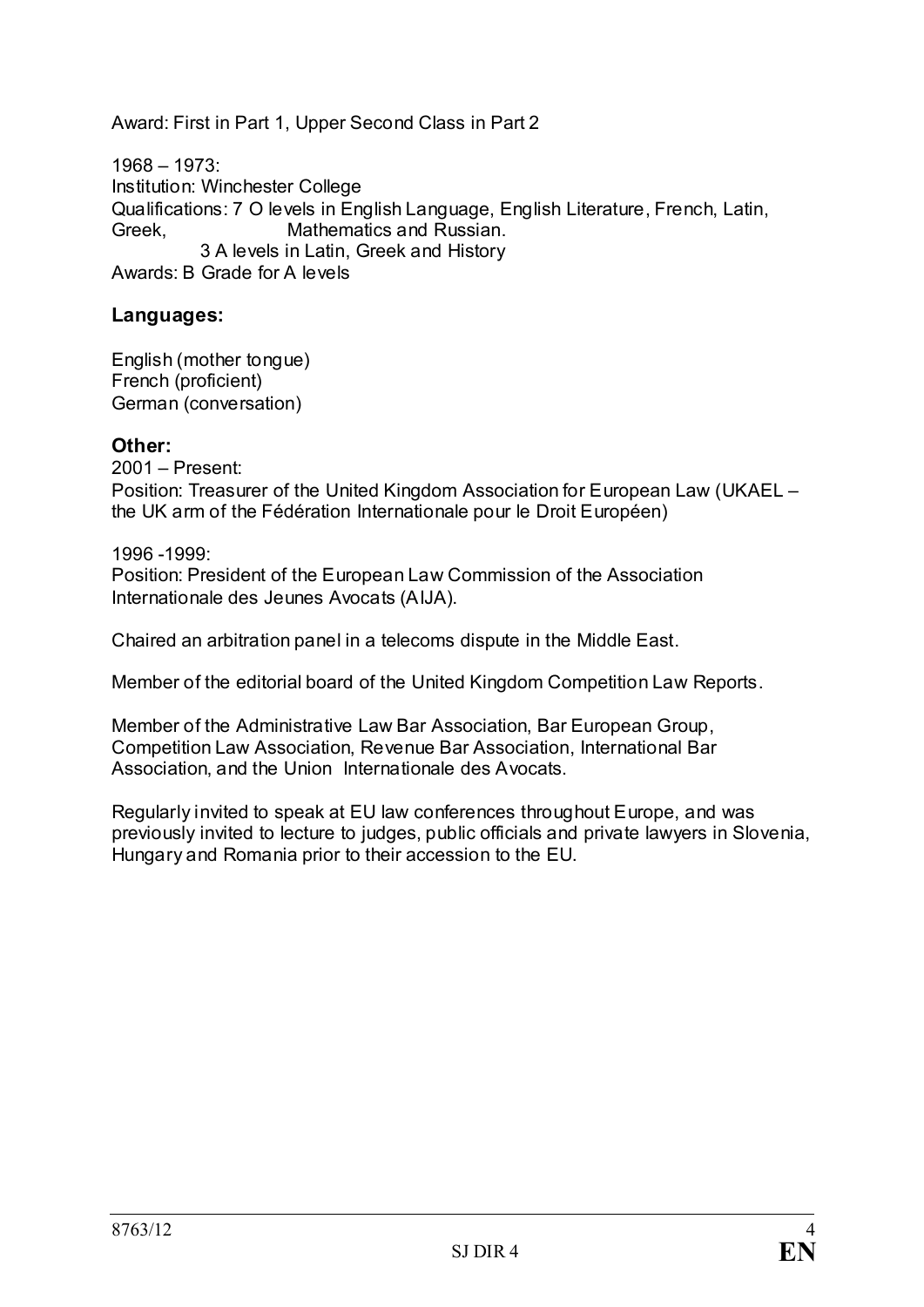Award: First in Part 1, Upper Second Class in Part 2

1968 – 1973:
Institution: Winchester College
Qualifications: 7 O levels in English Language, English Literature, French, Latin, Greek, Mathematics and Russian.
3 A levels in Latin, Greek and History
Awards: B Grade for A levels

## Languages:

English (mother tongue)
French (proficient)
German (conversation)

## Other:

2001 – Present:
Position: Treasurer of the United Kingdom Association for European Law (UKAEL – the UK arm of the Fédération Internationale pour le Droit Européen)

1996 -1999:
Position: President of the European Law Commission of the Association Internationale des Jeunes Avocats (AIJA).

Chaired an arbitration panel in a telecoms dispute in the Middle East.

Member of the editorial board of the United Kingdom Competition Law Reports.

Member of the Administrative Law Bar Association, Bar European Group, Competition Law Association, Revenue Bar Association, International Bar Association, and the Union Internationale des Avocats.

Regularly invited to speak at EU law conferences throughout Europe, and was previously invited to lecture to judges, public officials and private lawyers in Slovenia, Hungary and Romania prior to their accession to the EU.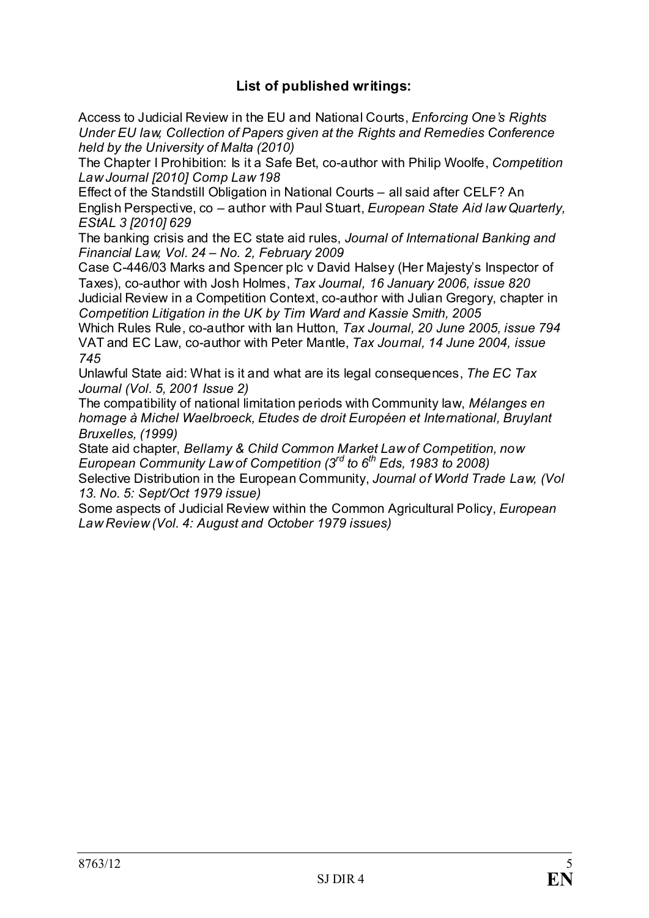**List of published writings:**

Access to Judicial Review in the EU and National Courts, *Enforcing One's Rights Under EU law, Collection of Papers given at the Rights and Remedies Conference held by the University of Malta (2010)*

The Chapter I Prohibition: Is it a Safe Bet, co-author with Philip Woolfe, *Competition Law Journal [2010] Comp Law 198*

Effect of the Standstill Obligation in National Courts – all said after CELF? An English Perspective, co – author with Paul Stuart, *European State Aid law Quarterly, EStAL 3 [2010] 629*

The banking crisis and the EC state aid rules, *Journal of International Banking and Financial Law, Vol. 24 – No. 2, February 2009*

Case C-446/03 Marks and Spencer plc v David Halsey (Her Majesty's Inspector of Taxes), co-author with Josh Holmes, *Tax Journal, 16 January 2006, issue 820*

Judicial Review in a Competition Context, co-author with Julian Gregory, chapter in *Competition Litigation in the UK by Tim Ward and Kassie Smith, 2005*

Which Rules Rule, co-author with Ian Hutton, *Tax Journal, 20 June 2005, issue 794*

VAT and EC Law, co-author with Peter Mantle, *Tax Journal, 14 June 2004, issue 745*

Unlawful State aid: What is it and what are its legal consequences, *The EC Tax Journal (Vol. 5, 2001 Issue 2)*

The compatibility of national limitation periods with Community law, *Mélanges en homage à Michel Waelbroeck, Etudes de droit Européen et International, Bruylant Bruxelles, (1999)*

State aid chapter, *Bellamy & Child Common Market Law of Competition, now European Community Law of Competition (3rd to 6th Eds, 1983 to 2008)*

Selective Distribution in the European Community, *Journal of World Trade Law, (Vol 13. No. 5: Sept/Oct 1979 issue)*

Some aspects of Judicial Review within the Common Agricultural Policy, *European Law Review (Vol. 4: August and October 1979 issues)*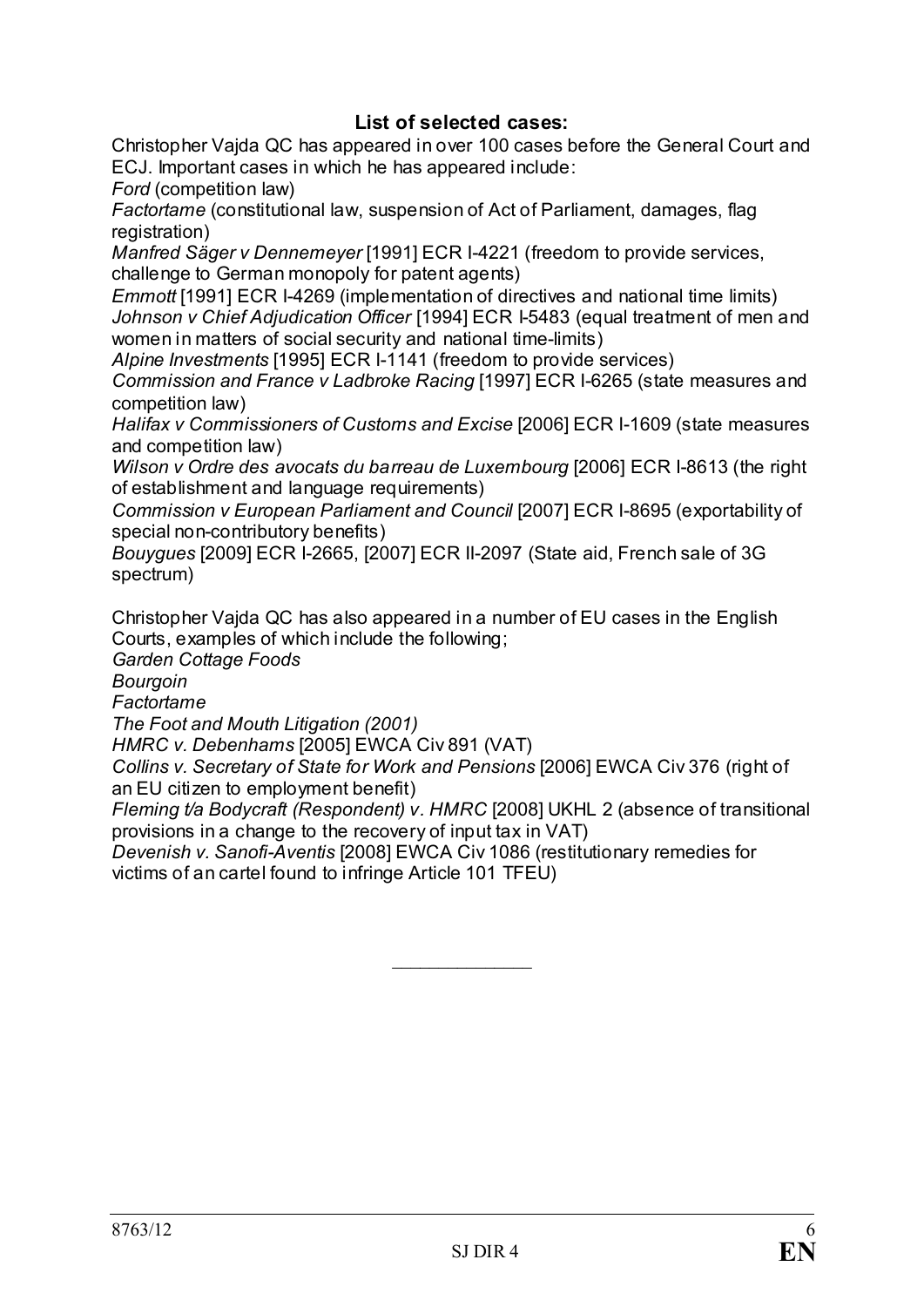**List of selected cases:**

Christopher Vajda QC has appeared in over 100 cases before the General Court and ECJ. Important cases in which he has appeared include:

*Ford* (competition law)

*Factortame* (constitutional law, suspension of Act of Parliament, damages, flag registration)

*Manfred Säger v Dennemeyer* [1991] ECR I-4221 (freedom to provide services, challenge to German monopoly for patent agents)

*Emmott* [1991] ECR I-4269 (implementation of directives and national time limits)

*Johnson v Chief Adjudication Officer* [1994] ECR I-5483 (equal treatment of men and women in matters of social security and national time-limits)

*Alpine Investments* [1995] ECR I-1141 (freedom to provide services)

*Commission and France v Ladbroke Racing* [1997] ECR I-6265 (state measures and competition law)

*Halifax v Commissioners of Customs and Excise* [2006] ECR I-1609 (state measures and competition law)

*Wilson v Ordre des avocats du barreau de Luxembourg* [2006] ECR I-8613 (the right of establishment and language requirements)

*Commission v European Parliament and Council* [2007] ECR I-8695 (exportability of special non-contributory benefits)

*Bouygues* [2009] ECR I-2665, [2007] ECR II-2097 (State aid, French sale of 3G spectrum)

Christopher Vajda QC has also appeared in a number of EU cases in the English Courts, examples of which include the following;

*Garden Cottage Foods*

*Bourgoin*

*Factortame*

*The Foot and Mouth Litigation (2001)*

*HMRC v. Debenhams* [2005] EWCA Civ 891 (VAT)

*Collins v. Secretary of State for Work and Pensions* [2006] EWCA Civ 376 (right of an EU citizen to employment benefit)

*Fleming t/a Bodycraft (Respondent) v. HMRC* [2008] UKHL 2 (absence of transitional provisions in a change to the recovery of input tax in VAT)

*Devenish v. Sanofi-Aventis* [2008] EWCA Civ 1086 (restitutionary remedies for victims of an cartel found to infringe Article 101 TFEU)

______________